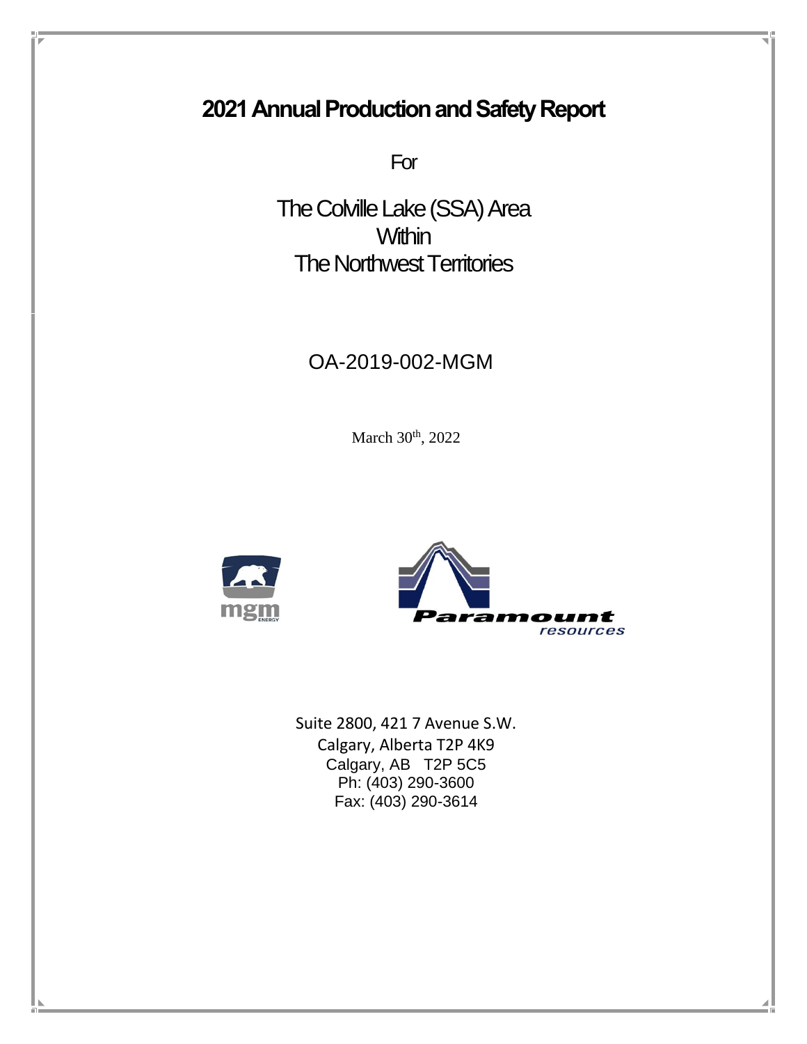# 2021 Annual Production and Safety Report

For

The Colville Lake (SSA) Area
Within
The Northwest Territories

OA-2019-002-MGM

March 30th, 2022

mgm ENERGY

Paramount resources

Suite 2800, 421 7 Avenue S.W.
Calgary, Alberta T2P 4K9
Calgary, AB T2P 5C5
Ph: (403) 290-3600
Fax: (403) 290-3614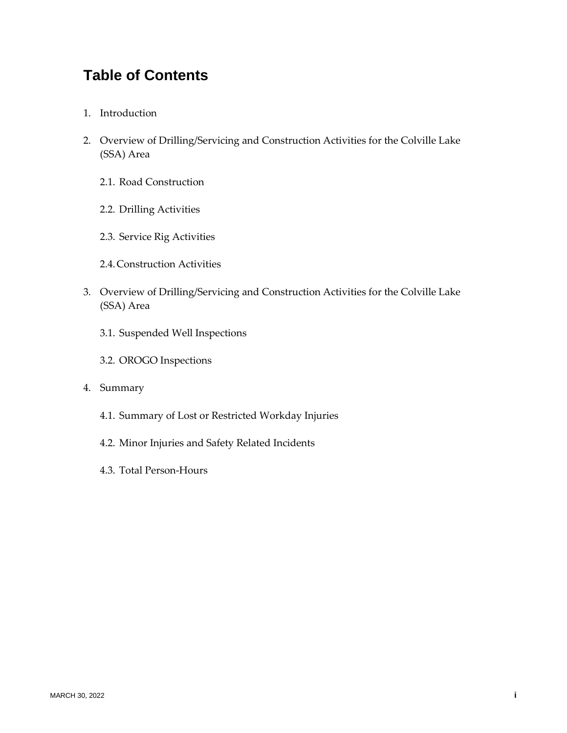# Table of Contents

1. Introduction

2. Overview of Drilling/Servicing and Construction Activities for the Colville Lake (SSA) Area

    2.1. Road Construction

    2.2. Drilling Activities

    2.3. Service Rig Activities

    2.4. Construction Activities

3. Overview of Drilling/Servicing and Construction Activities for the Colville Lake (SSA) Area

    3.1. Suspended Well Inspections

    3.2. OROGO Inspections

4. Summary

    4.1. Summary of Lost or Restricted Workday Injuries

    4.2. Minor Injuries and Safety Related Incidents

    4.3. Total Person-Hours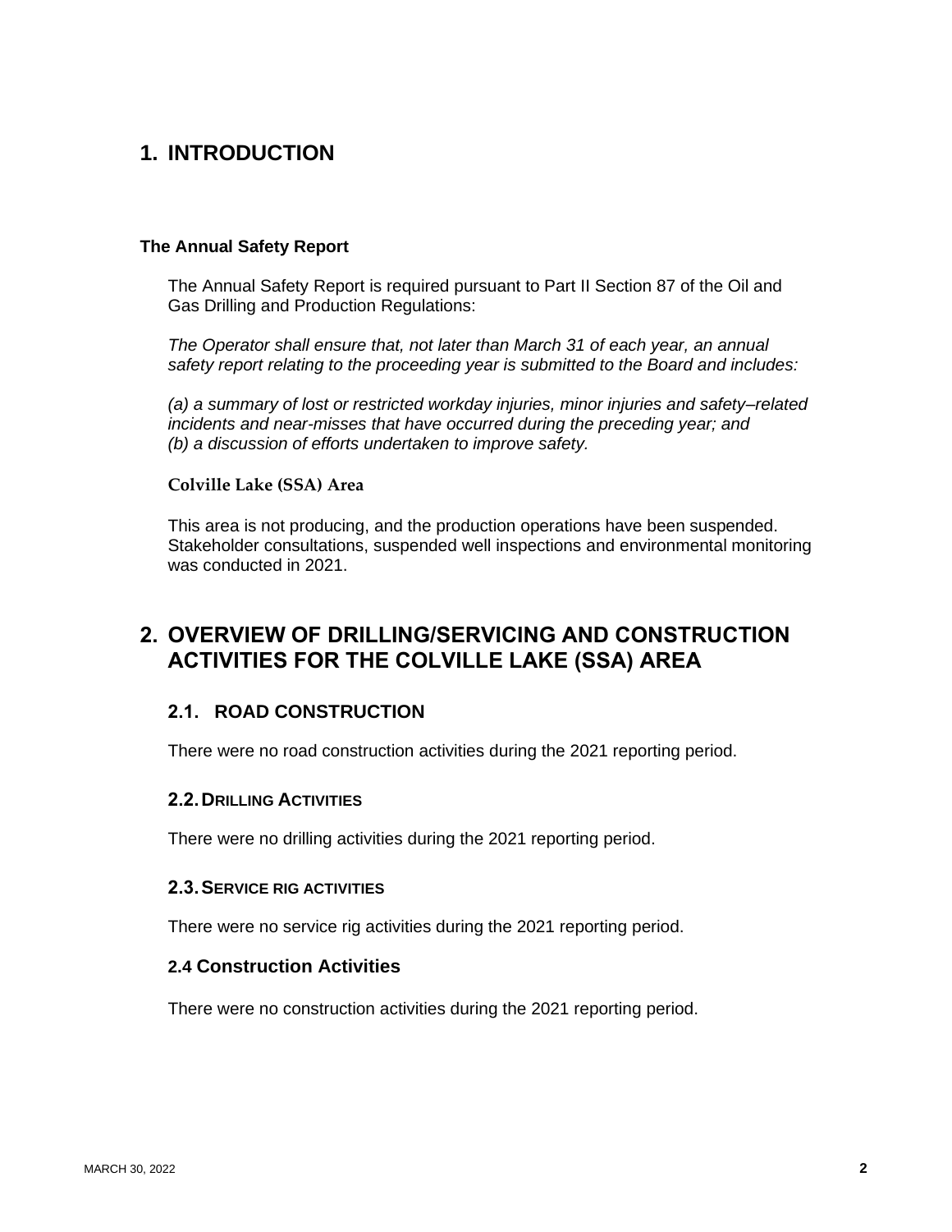# 1. INTRODUCTION

### The Annual Safety Report

The Annual Safety Report is required pursuant to Part II Section 87 of the Oil and Gas Drilling and Production Regulations:

*The Operator shall ensure that, not later than March 31 of each year, an annual safety report relating to the proceeding year is submitted to the Board and includes:*

*(a) a summary of lost or restricted workday injuries, minor injuries and safety–related incidents and near-misses that have occurred during the preceding year; and*
*(b) a discussion of efforts undertaken to improve safety.*

### Colville Lake (SSA) Area

This area is not producing, and the production operations have been suspended. Stakeholder consultations, suspended well inspections and environmental monitoring was conducted in 2021.

# 2. OVERVIEW OF DRILLING/SERVICING AND CONSTRUCTION ACTIVITIES FOR THE COLVILLE LAKE (SSA) AREA

## 2.1. ROAD CONSTRUCTION

There were no road construction activities during the 2021 reporting period.

## 2.2. DRILLING ACTIVITIES

There were no drilling activities during the 2021 reporting period.

## 2.3. SERVICE RIG ACTIVITIES

There were no service rig activities during the 2021 reporting period.

## 2.4 Construction Activities

There were no construction activities during the 2021 reporting period.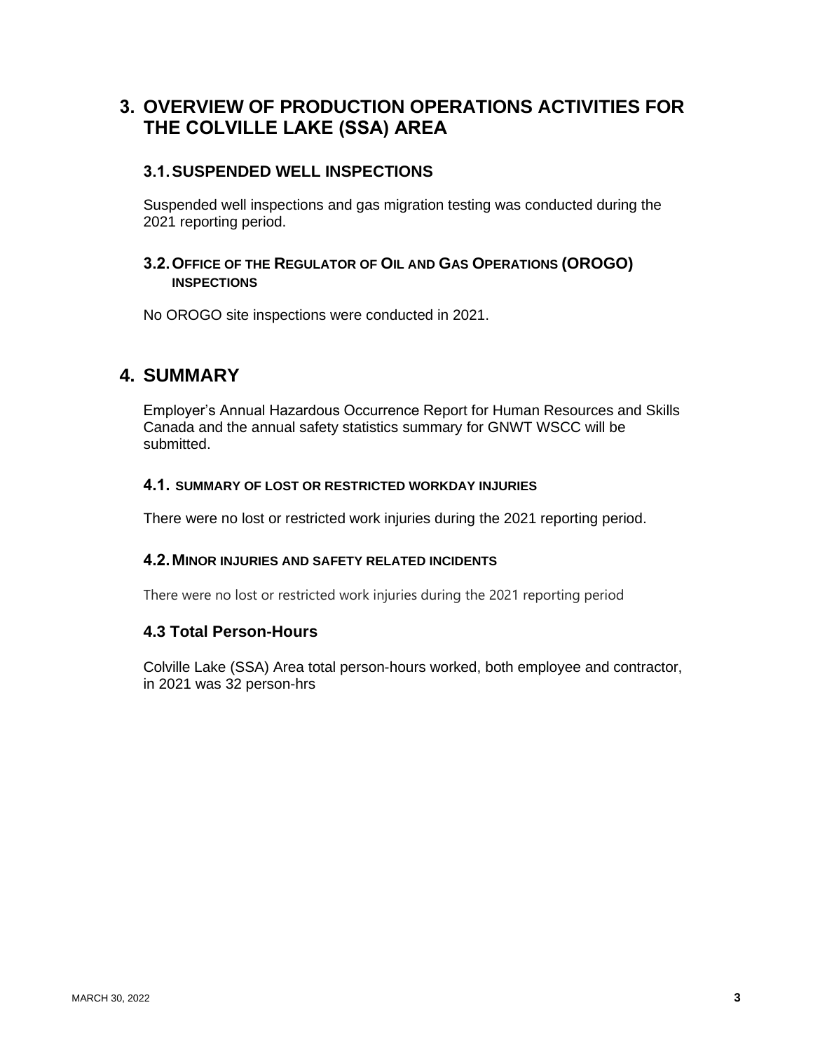# 3. OVERVIEW OF PRODUCTION OPERATIONS ACTIVITIES FOR THE COLVILLE LAKE (SSA) AREA

## 3.1. SUSPENDED WELL INSPECTIONS

Suspended well inspections and gas migration testing was conducted during the 2021 reporting period.

## 3.2. OFFICE OF THE REGULATOR OF OIL AND GAS OPERATIONS (OROGO) INSPECTIONS

No OROGO site inspections were conducted in 2021.

# 4. SUMMARY

Employer's Annual Hazardous Occurrence Report for Human Resources and Skills Canada and the annual safety statistics summary for GNWT WSCC will be submitted.

### 4.1. SUMMARY OF LOST OR RESTRICTED WORKDAY INJURIES

There were no lost or restricted work injuries during the 2021 reporting period.

### 4.2. MINOR INJURIES AND SAFETY RELATED INCIDENTS

There were no lost or restricted work injuries during the 2021 reporting period

## 4.3 Total Person-Hours

Colville Lake (SSA) Area total person-hours worked, both employee and contractor, in 2021 was 32 person-hrs